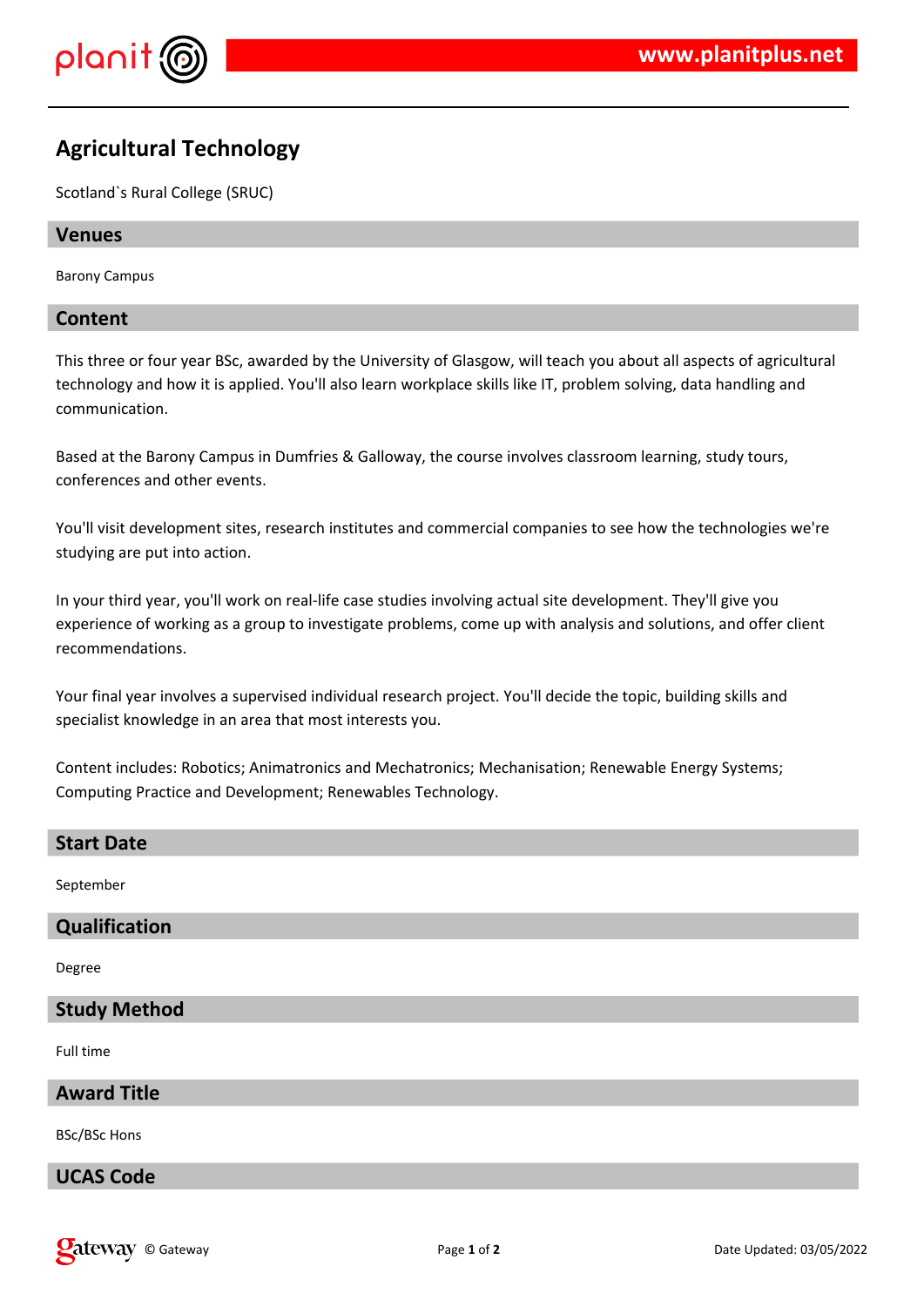# Agricultural Technology

Scotland`s Rural College (SRUC)

## Venues

Barony Campus

## Content

This three or four year BSc, awarded by the University of Glasgow, will teach you about all aspects of agricultural technology and how it is applied. You'll also learn workplace skills like IT, problem solving, data handling and communication.

Based at the Barony Campus in Dumfries & Galloway, the course involves classroom learning, study tours, conferences and other events.

You'll visit development sites, research institutes and commercial companies to see how the technologies we're studying are put into action.

In your third year, you'll work on real-life case studies involving actual site development. They'll give you experience of working as a group to investigate problems, come up with analysis and solutions, and offer client recommendations.

Your final year involves a supervised individual research project. You'll decide the topic, building skills and specialist knowledge in an area that most interests you.

Content includes: Robotics; Animatronics and Mechatronics; Mechanisation; Renewable Energy Systems; Computing Practice and Development; Renewables Technology.

## Start Date

September

## Qualification

Degree

## Study Method

Full time

## Award Title

BSc/BSc Hons

## UCAS Code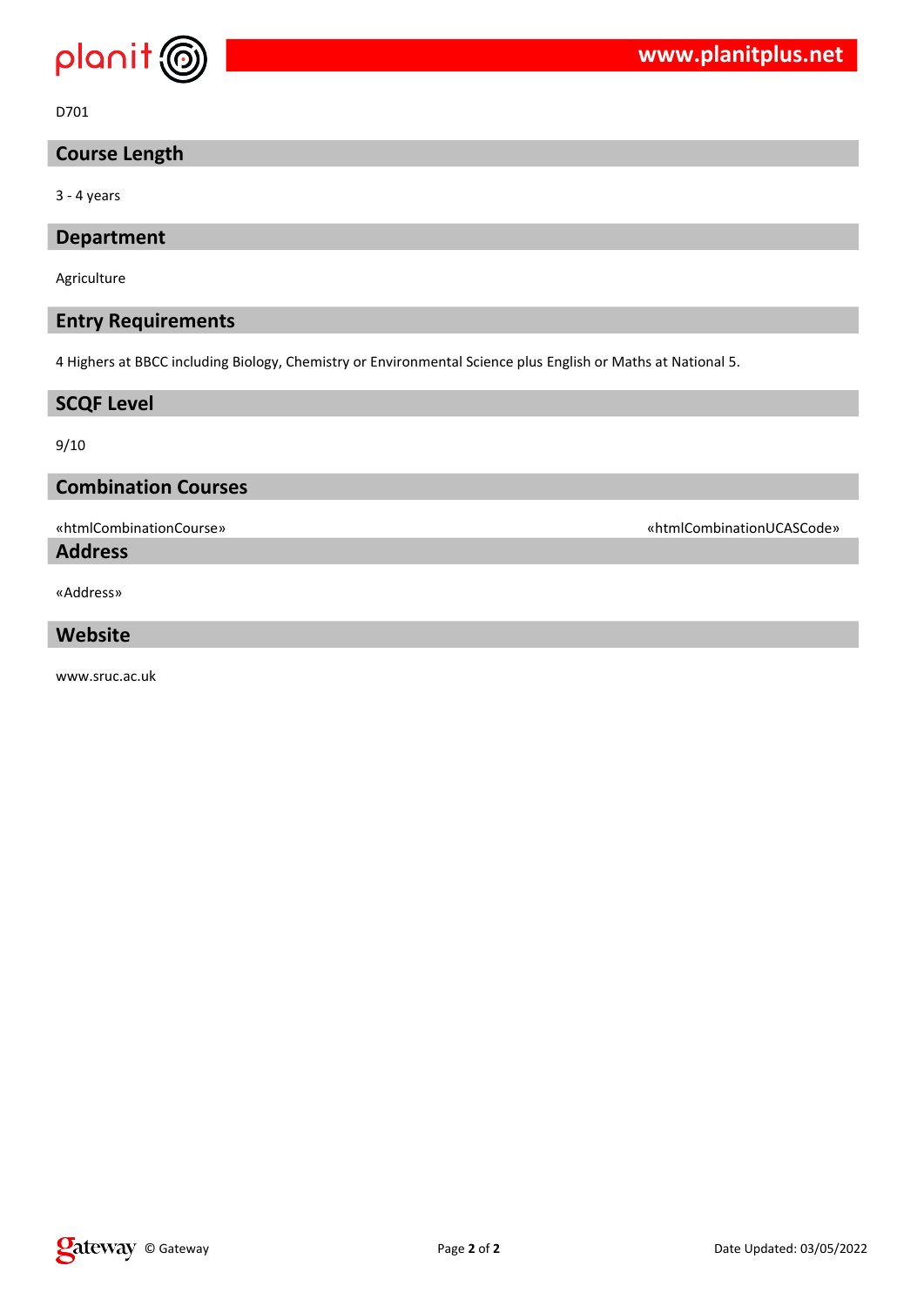D701

## Course Length

3 - 4 years

## Department

Agriculture

## Entry Requirements

4 Highers at BBCC including Biology, Chemistry or Environmental Science plus English or Maths at National 5.

## SCQF Level

9/10

## Combination Courses

«htmlCombinationCourse» «htmlCombinationUCASCode»

## Address

«Address»

## Website

www.sruc.ac.uk